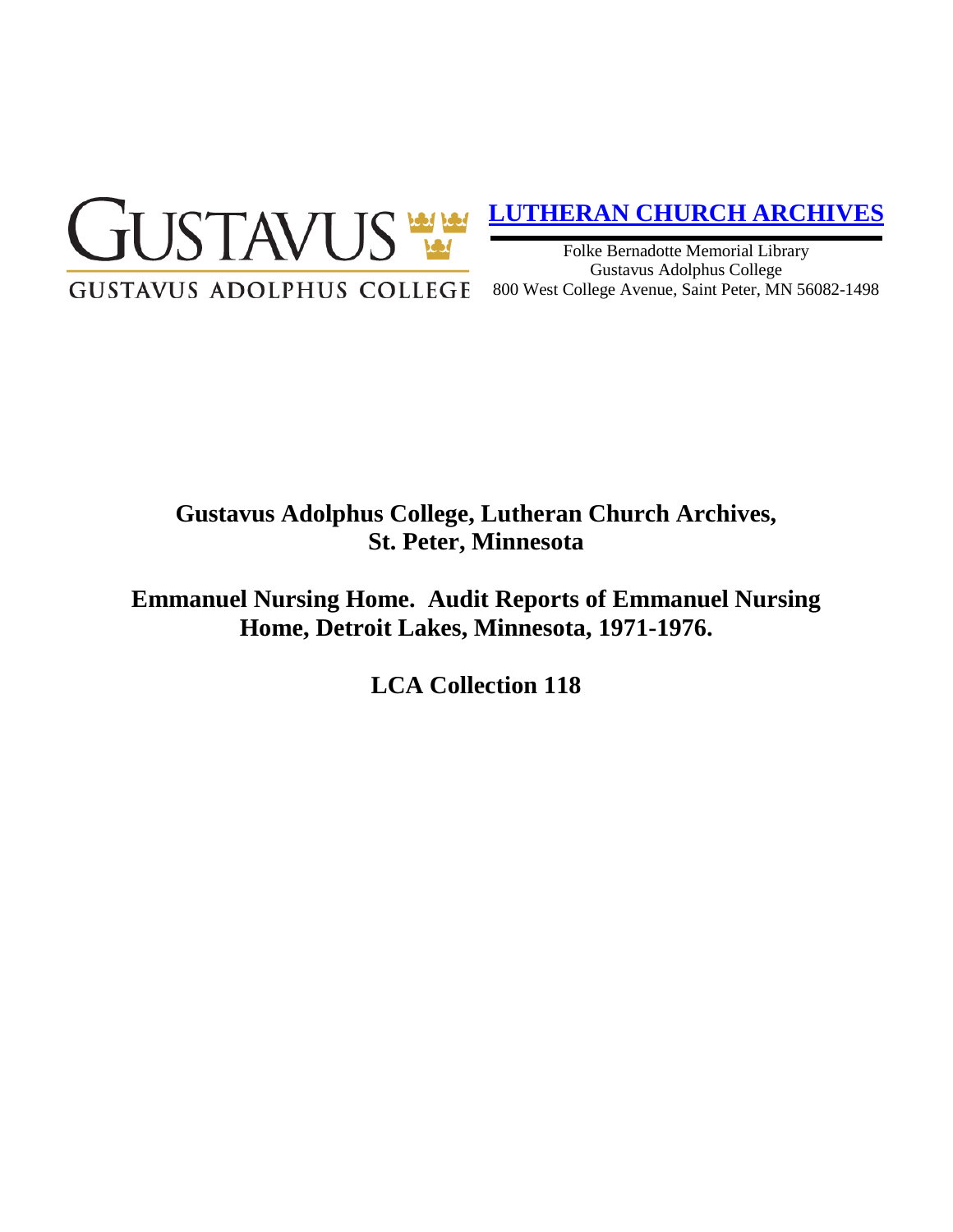GUSTAVUS

GUSTAVUS ADOLPHUS COLLEGE

**LUTHERAN CHURCH ARCHIVES**

Folke Bernadotte Memorial Library
Gustavus Adolphus College
800 West College Avenue, Saint Peter, MN 56082-1498

# Gustavus Adolphus College, Lutheran Church Archives, St. Peter, Minnesota

# Emmanuel Nursing Home. Audit Reports of Emmanuel Nursing Home, Detroit Lakes, Minnesota, 1971-1976.

# LCA Collection 118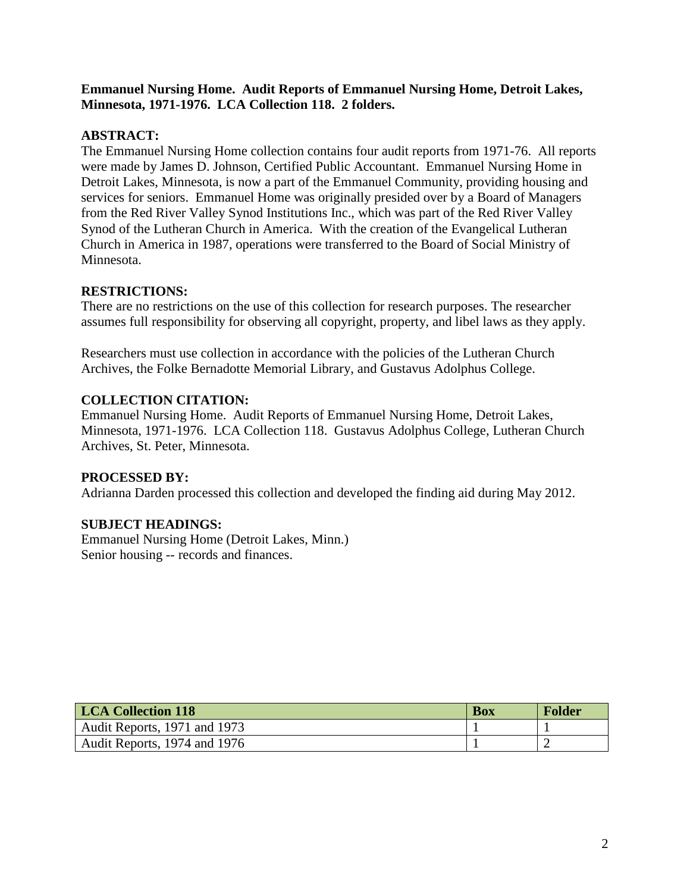**Emmanuel Nursing Home. Audit Reports of Emmanuel Nursing Home, Detroit Lakes, Minnesota, 1971-1976. LCA Collection 118. 2 folders.**

## ABSTRACT:

The Emmanuel Nursing Home collection contains four audit reports from 1971-76. All reports were made by James D. Johnson, Certified Public Accountant. Emmanuel Nursing Home in Detroit Lakes, Minnesota, is now a part of the Emmanuel Community, providing housing and services for seniors. Emmanuel Home was originally presided over by a Board of Managers from the Red River Valley Synod Institutions Inc., which was part of the Red River Valley Synod of the Lutheran Church in America. With the creation of the Evangelical Lutheran Church in America in 1987, operations were transferred to the Board of Social Ministry of Minnesota.

## RESTRICTIONS:

There are no restrictions on the use of this collection for research purposes. The researcher assumes full responsibility for observing all copyright, property, and libel laws as they apply.

Researchers must use collection in accordance with the policies of the Lutheran Church Archives, the Folke Bernadotte Memorial Library, and Gustavus Adolphus College.

## COLLECTION CITATION:

Emmanuel Nursing Home. Audit Reports of Emmanuel Nursing Home, Detroit Lakes, Minnesota, 1971-1976. LCA Collection 118. Gustavus Adolphus College, Lutheran Church Archives, St. Peter, Minnesota.

## PROCESSED BY:

Adrianna Darden processed this collection and developed the finding aid during May 2012.

## SUBJECT HEADINGS:

Emmanuel Nursing Home (Detroit Lakes, Minn.)
Senior housing -- records and finances.

| LCA Collection 118 | Box | Folder |
|---|---|---|
| Audit Reports, 1971 and 1973 | 1 | 1 |
| Audit Reports, 1974 and 1976 | 1 | 2 |